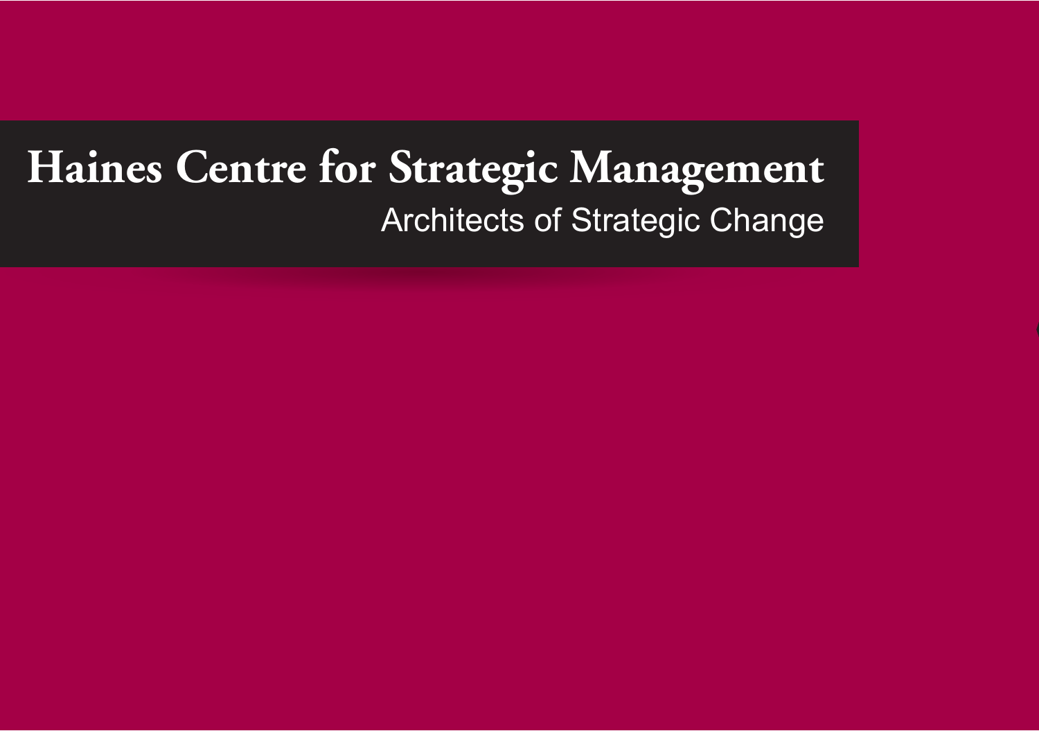# Haines Centre for Strategic Management

Architects of Strategic Change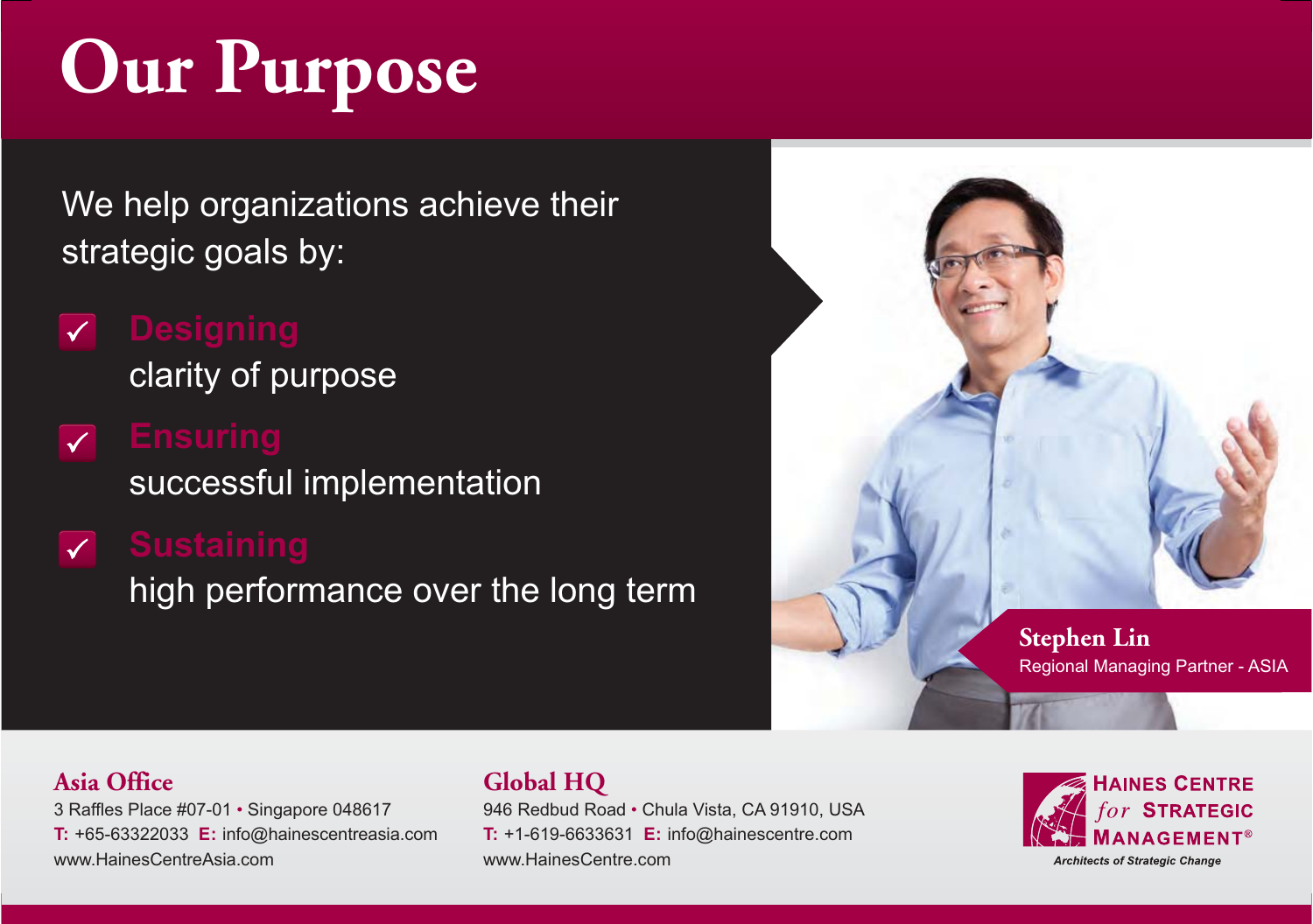# Our Purpose

We help organizations achieve their strategic goals by:

- ✓ **Designing** clarity of purpose
- ✓ **Ensuring** successful implementation
- ✓ **Sustaining** high performance over the long term

**Stephen Lin**
Regional Managing Partner - ASIA

## Asia Office

3 Raffles Place #07-01 • Singapore 048617
**T:** +65-63322033 **E:** info@hainescentreasia.com
www.HainesCentreAsia.com

## Global HQ

946 Redbud Road • Chula Vista, CA 91910, USA
**T:** +1-619-6633631 **E:** info@hainescentre.com
www.HainesCentre.com

HAINES CENTRE *for* STRATEGIC MANAGEMENT®
*Architects of Strategic Change*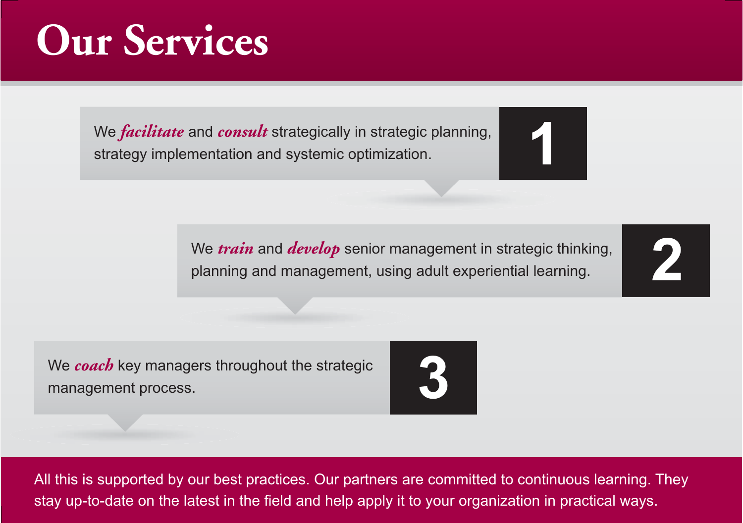# Our Services

1. We ***facilitate*** and ***consult*** strategically in strategic planning, strategy implementation and systemic optimization.

2. We ***train*** and ***develop*** senior management in strategic thinking, planning and management, using adult experiential learning.

3. We ***coach*** key managers throughout the strategic management process.

All this is supported by our best practices. Our partners are committed to continuous learning. They stay up-to-date on the latest in the field and help apply it to your organization in practical ways.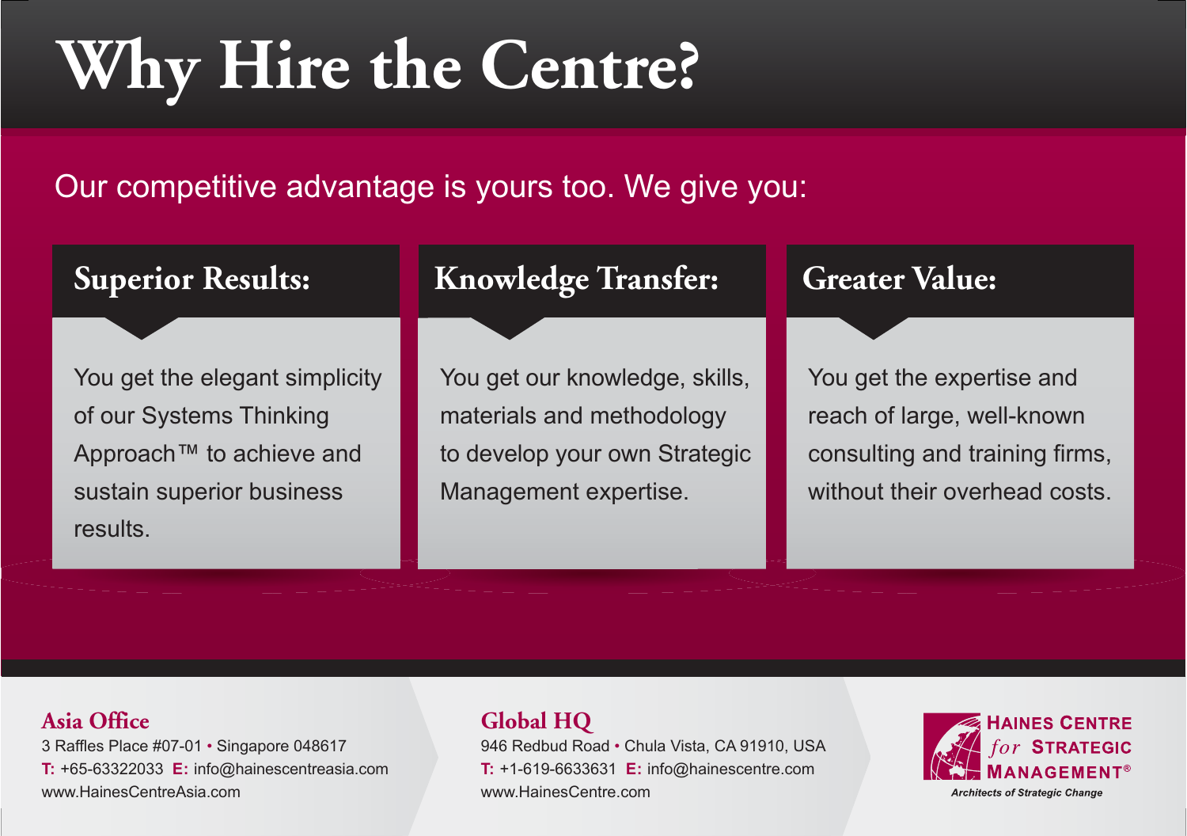# Why Hire the Centre?

Our competitive advantage is yours too. We give you:

## Superior Results:

You get the elegant simplicity of our Systems Thinking Approach™ to achieve and sustain superior business results.

## Knowledge Transfer:

You get our knowledge, skills, materials and methodology to develop your own Strategic Management expertise.

## Greater Value:

You get the expertise and reach of large, well-known consulting and training firms, without their overhead costs.

### Asia Office

3 Raffles Place #07-01 • Singapore 048617
**T:** +65-63322033 **E:** info@hainescentreasia.com
www.HainesCentreAsia.com

### Global HQ

946 Redbud Road • Chula Vista, CA 91910, USA
**T:** +1-619-6633631 **E:** info@hainescentre.com
www.HainesCentre.com

**HAINES CENTRE *for* STRATEGIC MANAGEMENT®**

*Architects of Strategic Change*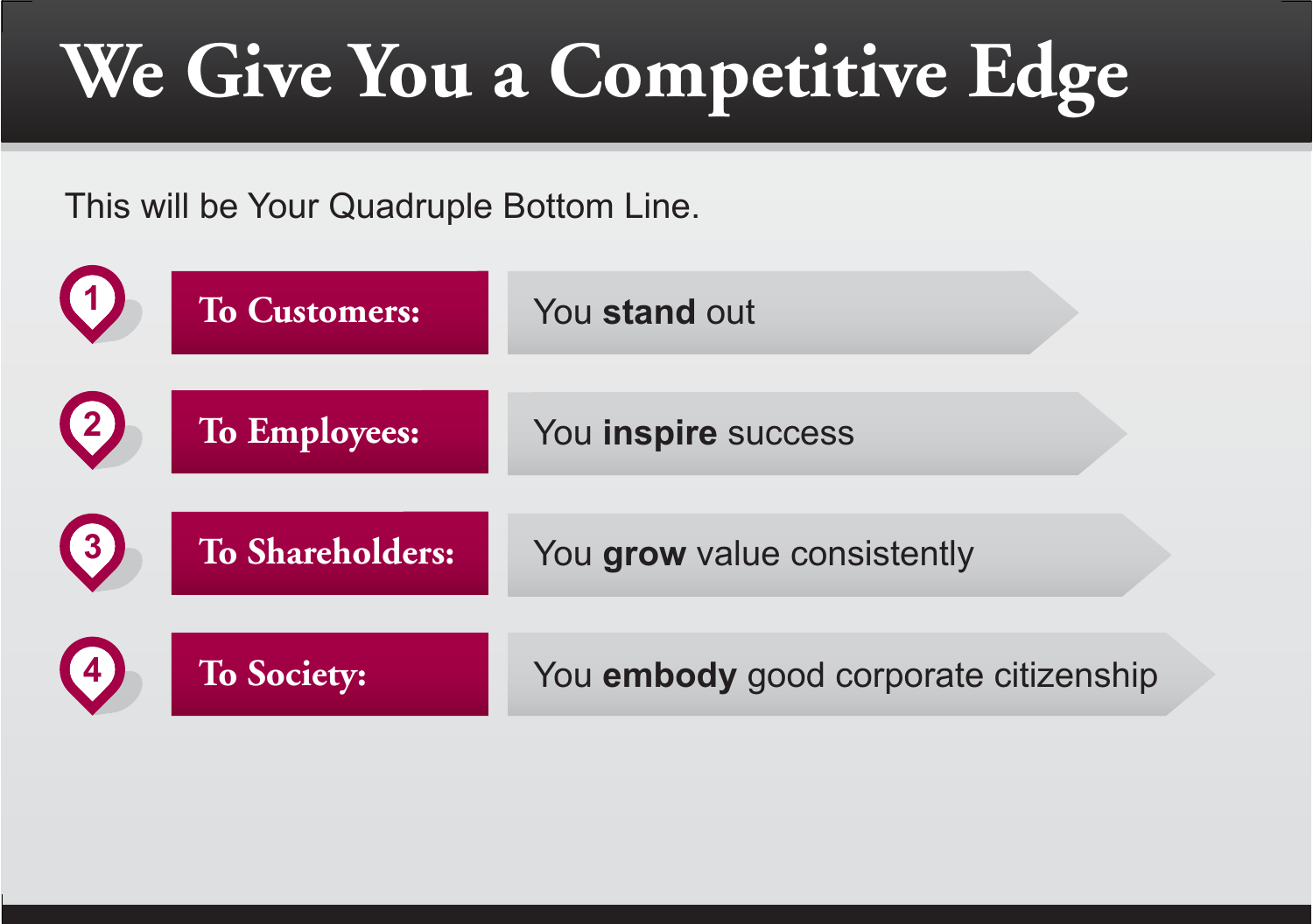# We Give You a Competitive Edge

This will be Your Quadruple Bottom Line.

1. **To Customers:** You **stand** out
2. **To Employees:** You **inspire** success
3. **To Shareholders:** You **grow** value consistently
4. **To Society:** You **embody** good corporate citizenship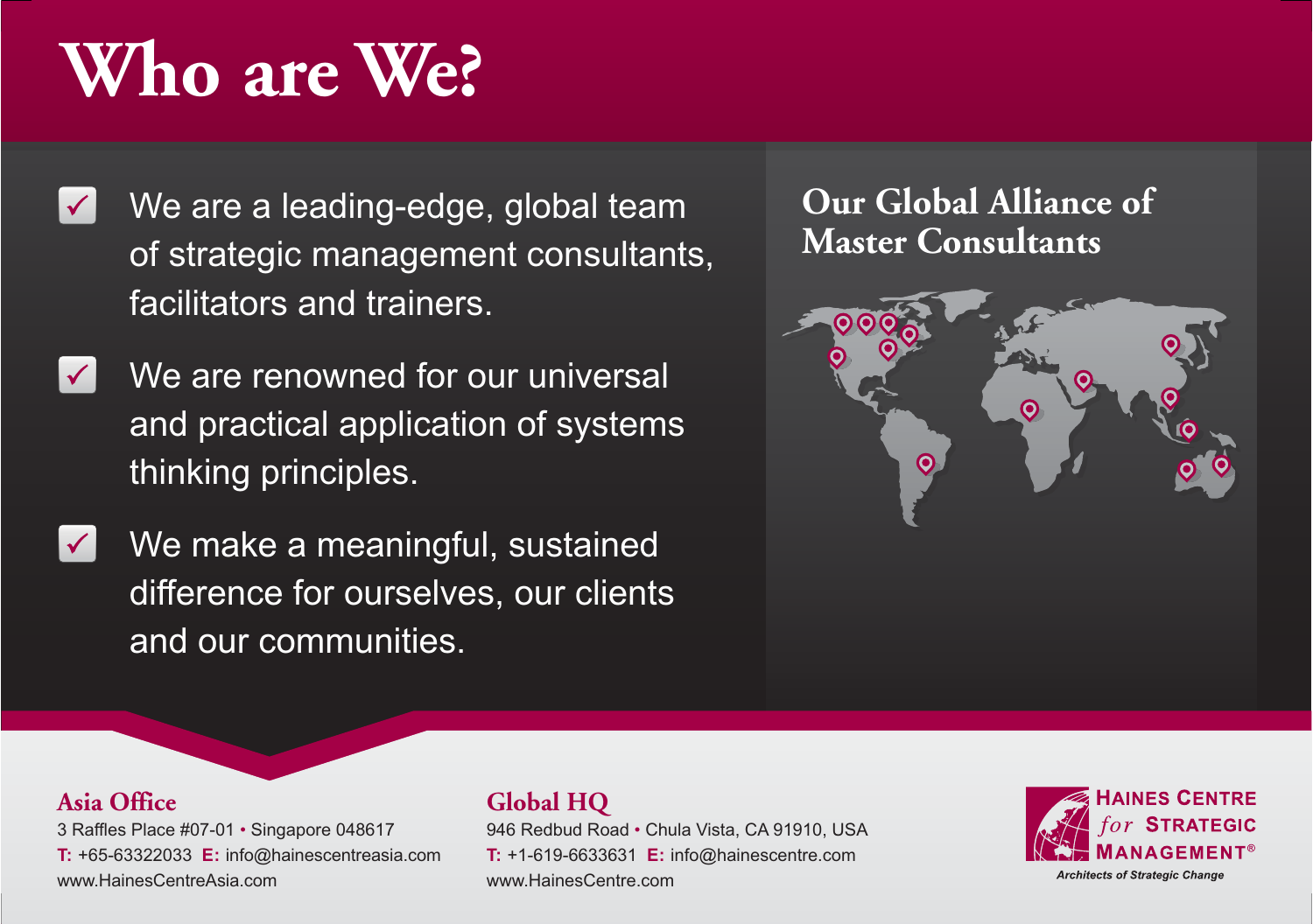# Who are We?

- We are a leading-edge, global team of strategic management consultants, facilitators and trainers.
- We are renowned for our universal and practical application of systems thinking principles.
- We make a meaningful, sustained difference for ourselves, our clients and our communities.

## Our Global Alliance of Master Consultants

### Asia Office

3 Raffles Place #07-01 • Singapore 048617
**T:** +65-63322033 **E:** info@hainescentreasia.com
www.HainesCentreAsia.com

### Global HQ

946 Redbud Road • Chula Vista, CA 91910, USA
**T:** +1-619-6633631 **E:** info@hainescentre.com
www.HainesCentre.com

HAINES CENTRE *for* STRATEGIC MANAGEMENT®

*Architects of Strategic Change*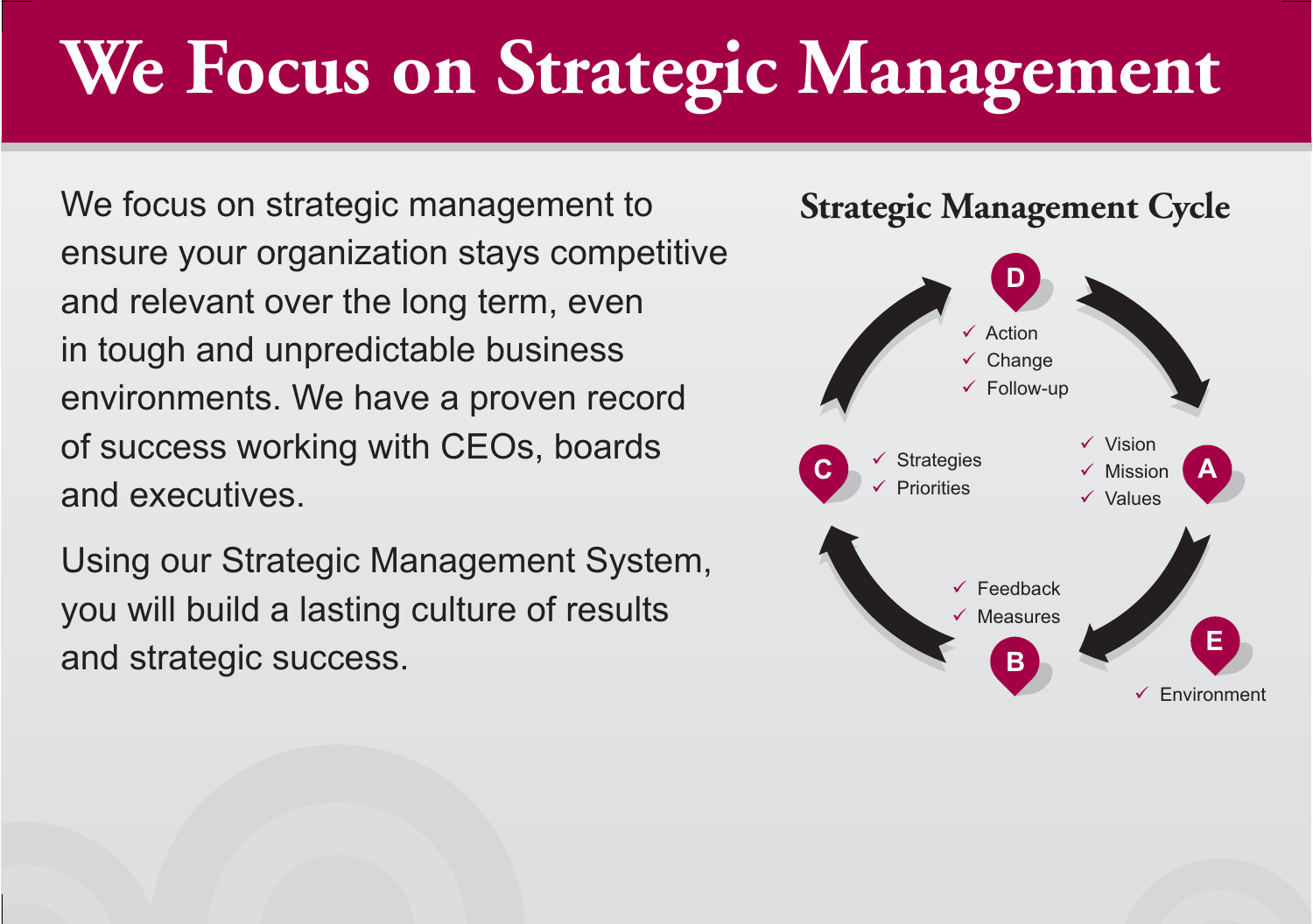# We Focus on Strategic Management

We focus on strategic management to ensure your organization stays competitive and relevant over the long term, even in tough and unpredictable business environments. We have a proven record of success working with CEOs, boards and executives.

Using our Strategic Management System, you will build a lasting culture of results and strategic success.

## Strategic Management Cycle

**A**
- ✓ Vision
- ✓ Mission
- ✓ Values

**B**
- ✓ Feedback
- ✓ Measures

**C**
- ✓ Strategies
- ✓ Priorities

**D**
- ✓ Action
- ✓ Change
- ✓ Follow-up

**E**
- ✓ Environment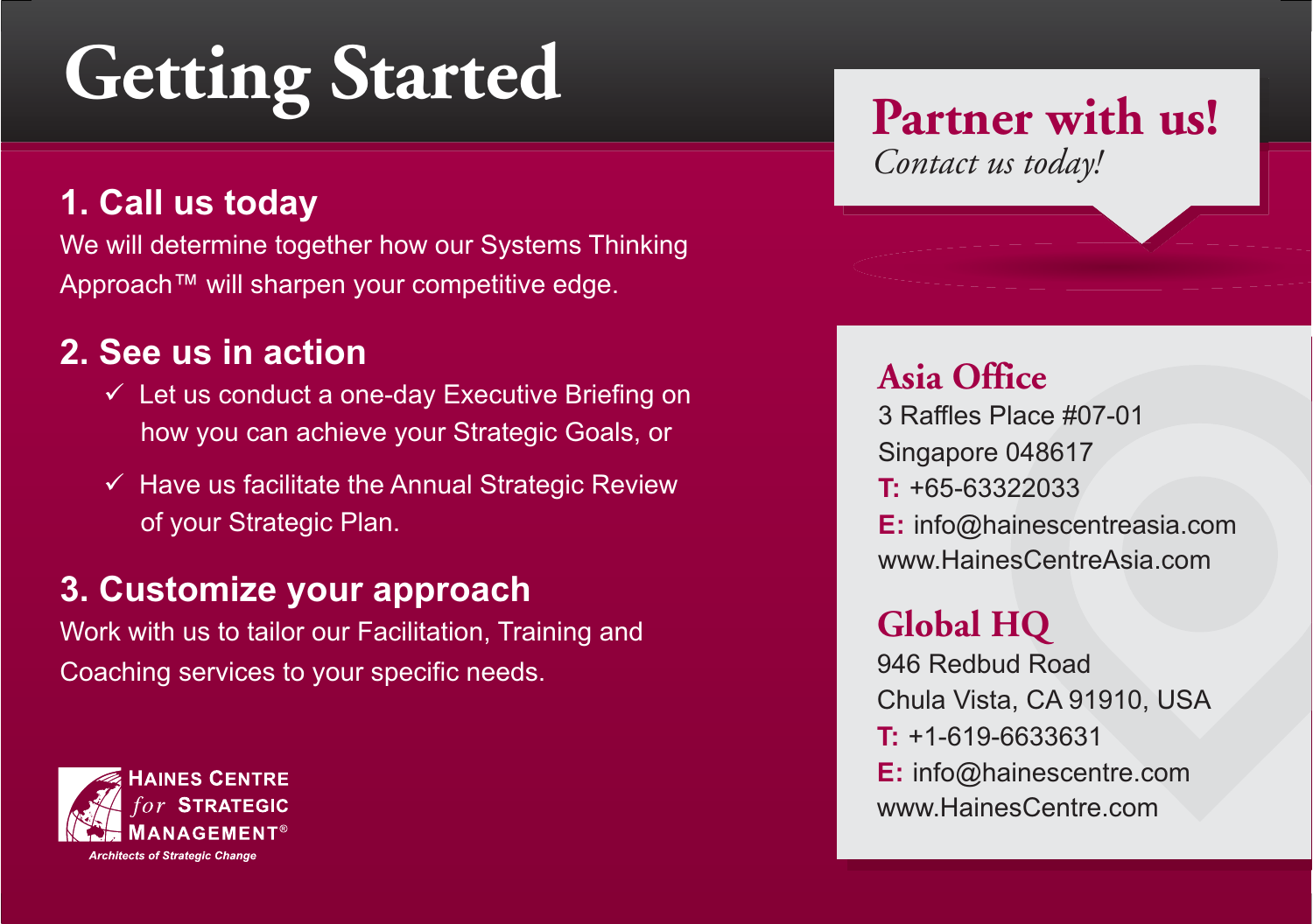# Getting Started

## 1. Call us today

We will determine together how our Systems Thinking Approach™ will sharpen your competitive edge.

## 2. See us in action

- ✓ Let us conduct a one-day Executive Briefing on how you can achieve your Strategic Goals, or
- ✓ Have us facilitate the Annual Strategic Review of your Strategic Plan.

## 3. Customize your approach

Work with us to tailor our Facilitation, Training and Coaching services to your specific needs.

HAINES CENTRE *for* STRATEGIC MANAGEMENT®

*Architects of Strategic Change*

## Partner with us!

*Contact us today!*

### Asia Office

3 Raffles Place #07-01
Singapore 048617
**T:** +65-63322033
**E:** info@hainescentreasia.com
www.HainesCentreAsia.com

### Global HQ

946 Redbud Road
Chula Vista, CA 91910, USA
**T:** +1-619-6633631
**E:** info@hainescentre.com
www.HainesCentre.com